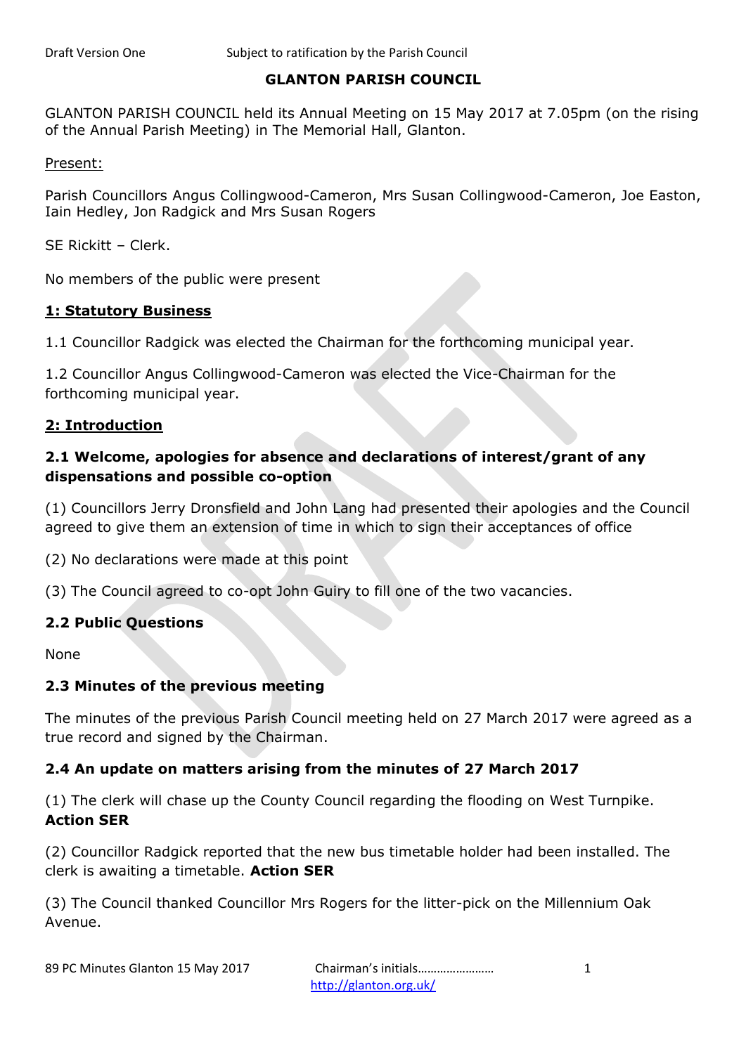Draft Version One Subject to ratification by the Parish Council

# GLANTON PARISH COUNCIL

GLANTON PARISH COUNCIL held its Annual Meeting on 15 May 2017 at 7.05pm (on the rising of the Annual Parish Meeting) in The Memorial Hall, Glanton.

Present:

Parish Councillors Angus Collingwood-Cameron, Mrs Susan Collingwood-Cameron, Joe Easton, Iain Hedley, Jon Radgick and Mrs Susan Rogers

SE Rickitt – Clerk.

No members of the public were present

## 1: Statutory Business

1.1 Councillor Radgick was elected the Chairman for the forthcoming municipal year.

1.2 Councillor Angus Collingwood-Cameron was elected the Vice-Chairman for the forthcoming municipal year.

## 2: Introduction

### 2.1 Welcome, apologies for absence and declarations of interest/grant of any dispensations and possible co-option

(1) Councillors Jerry Dronsfield and John Lang had presented their apologies and the Council agreed to give them an extension of time in which to sign their acceptances of office

(2) No declarations were made at this point

(3) The Council agreed to co-opt John Guiry to fill one of the two vacancies.

### 2.2 Public Questions

None

### 2.3 Minutes of the previous meeting

The minutes of the previous Parish Council meeting held on 27 March 2017 were agreed as a true record and signed by the Chairman.

### 2.4 An update on matters arising from the minutes of 27 March 2017

(1) The clerk will chase up the County Council regarding the flooding on West Turnpike. **Action SER**

(2) Councillor Radgick reported that the new bus timetable holder had been installed. The clerk is awaiting a timetable. **Action SER**

(3) The Council thanked Councillor Mrs Rogers for the litter-pick on the Millennium Oak Avenue.

89 PC Minutes Glanton 15 May 2017 Chairman's initials……………………

http://glanton.org.uk/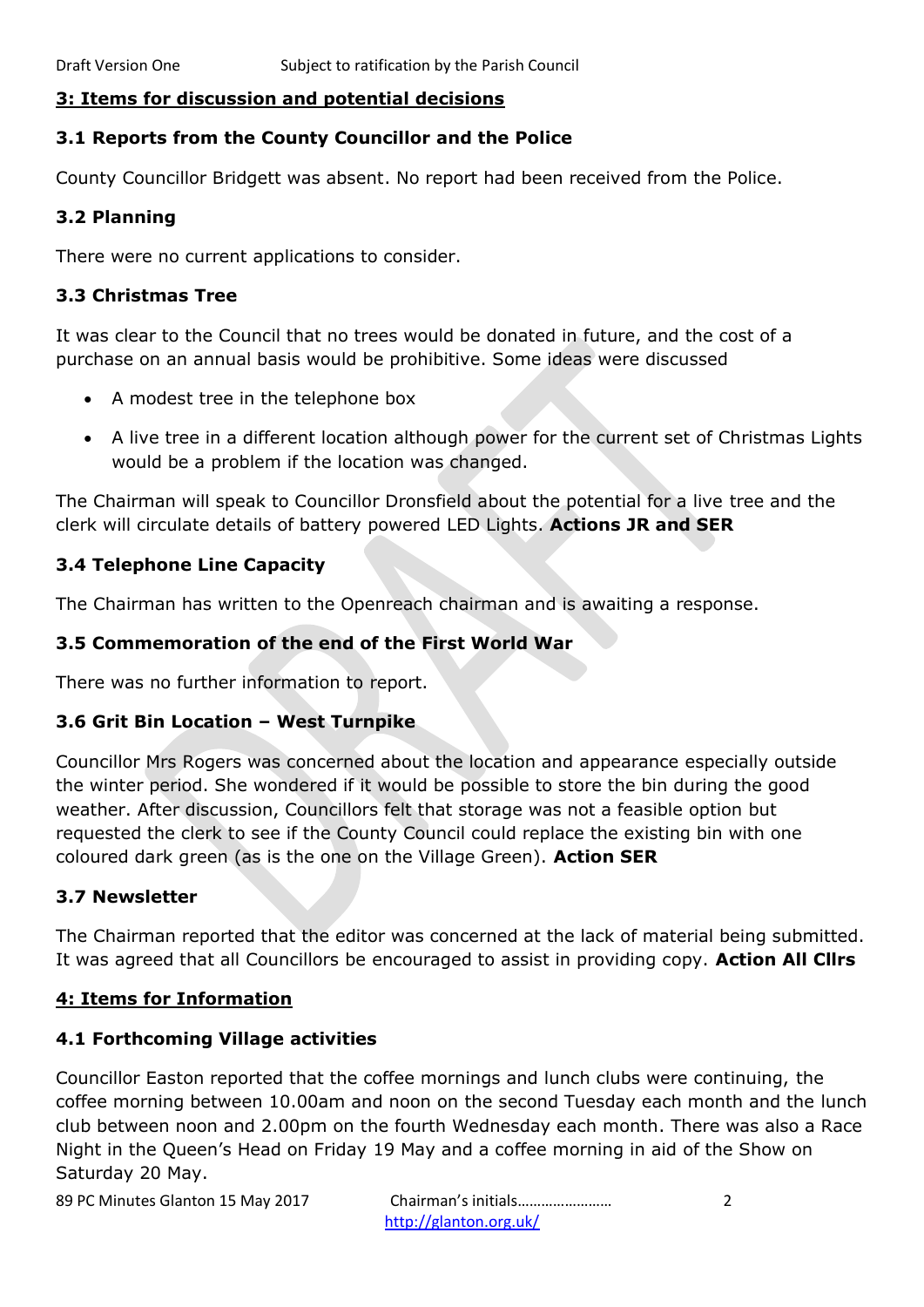## 3: Items for discussion and potential decisions

### 3.1 Reports from the County Councillor and the Police

County Councillor Bridgett was absent. No report had been received from the Police.

### 3.2 Planning

There were no current applications to consider.

### 3.3 Christmas Tree

It was clear to the Council that no trees would be donated in future, and the cost of a purchase on an annual basis would be prohibitive. Some ideas were discussed

- A modest tree in the telephone box
- A live tree in a different location although power for the current set of Christmas Lights would be a problem if the location was changed.

The Chairman will speak to Councillor Dronsfield about the potential for a live tree and the clerk will circulate details of battery powered LED Lights. **Actions JR and SER**

### 3.4 Telephone Line Capacity

The Chairman has written to the Openreach chairman and is awaiting a response.

### 3.5 Commemoration of the end of the First World War

There was no further information to report.

### 3.6 Grit Bin Location – West Turnpike

Councillor Mrs Rogers was concerned about the location and appearance especially outside the winter period. She wondered if it would be possible to store the bin during the good weather. After discussion, Councillors felt that storage was not a feasible option but requested the clerk to see if the County Council could replace the existing bin with one coloured dark green (as is the one on the Village Green). **Action SER**

### 3.7 Newsletter

The Chairman reported that the editor was concerned at the lack of material being submitted. It was agreed that all Councillors be encouraged to assist in providing copy. **Action All Cllrs**

## 4: Items for Information

### 4.1 Forthcoming Village activities

Councillor Easton reported that the coffee mornings and lunch clubs were continuing, the coffee morning between 10.00am and noon on the second Tuesday each month and the lunch club between noon and 2.00pm on the fourth Wednesday each month. There was also a Race Night in the Queen's Head on Friday 19 May and a coffee morning in aid of the Show on Saturday 20 May.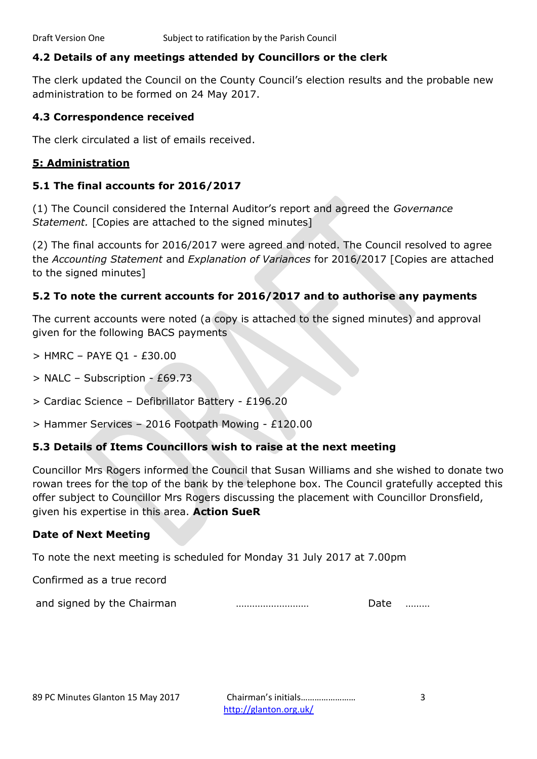### 4.2 Details of any meetings attended by Councillors or the clerk

The clerk updated the Council on the County Council's election results and the probable new administration to be formed on 24 May 2017.

### 4.3 Correspondence received

The clerk circulated a list of emails received.

## 5: Administration

### 5.1 The final accounts for 2016/2017

(1) The Council considered the Internal Auditor's report and agreed the *Governance Statement.* [Copies are attached to the signed minutes]

(2) The final accounts for 2016/2017 were agreed and noted. The Council resolved to agree the *Accounting Statement* and *Explanation of Variances* for 2016/2017 [Copies are attached to the signed minutes]

### 5.2 To note the current accounts for 2016/2017 and to authorise any payments

The current accounts were noted (a copy is attached to the signed minutes) and approval given for the following BACS payments

> HMRC – PAYE Q1 - £30.00

> NALC – Subscription - £69.73

> Cardiac Science – Defibrillator Battery - £196.20

> Hammer Services – 2016 Footpath Mowing - £120.00

### 5.3 Details of Items Councillors wish to raise at the next meeting

Councillor Mrs Rogers informed the Council that Susan Williams and she wished to donate two rowan trees for the top of the bank by the telephone box. The Council gratefully accepted this offer subject to Councillor Mrs Rogers discussing the placement with Councillor Dronsfield, given his expertise in this area. **Action SueR**

### Date of Next Meeting

To note the next meeting is scheduled for Monday 31 July 2017 at 7.00pm

Confirmed as a true record

and signed by the Chairman ……………………… Date ………